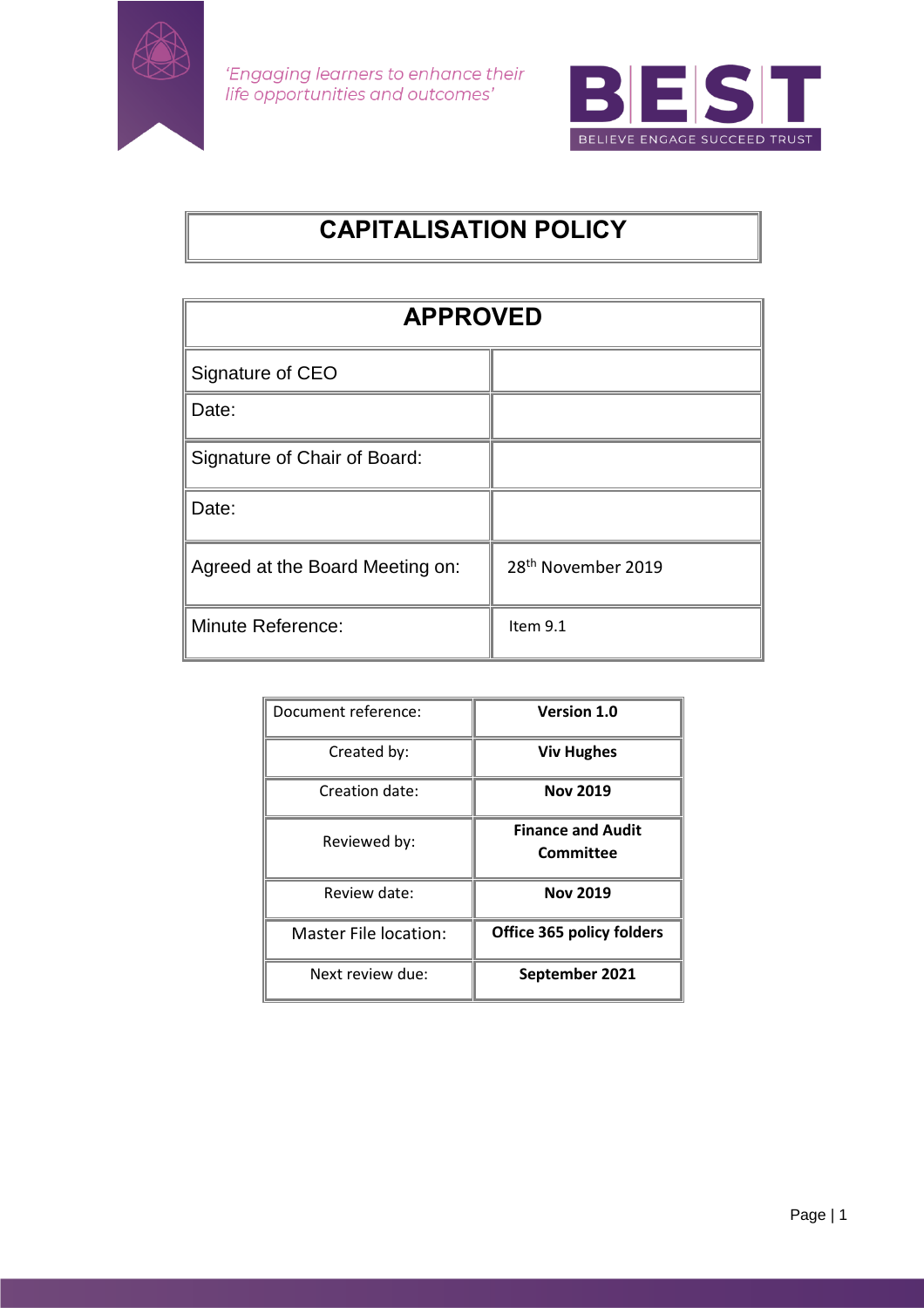*'Engaging learners to enhance their life opportunities and outcomes'*

BEST

BELIEVE ENGAGE SUCCEED TRUST

# CAPITALISATION POLICY

| APPROVED | |
|---|---|
| Signature of CEO | |
| Date: | |
| Signature of Chair of Board: | |
| Date: | |
| Agreed at the Board Meeting on: | 28th November 2019 |
| Minute Reference: | Item 9.1 |

| Document reference: | **Version 1.0** |
|---|---|
| Created by: | **Viv Hughes** |
| Creation date: | **Nov 2019** |
| Reviewed by: | **Finance and Audit Committee** |
| Review date: | **Nov 2019** |
| Master File location: | **Office 365 policy folders** |
| Next review due: | **September 2021** |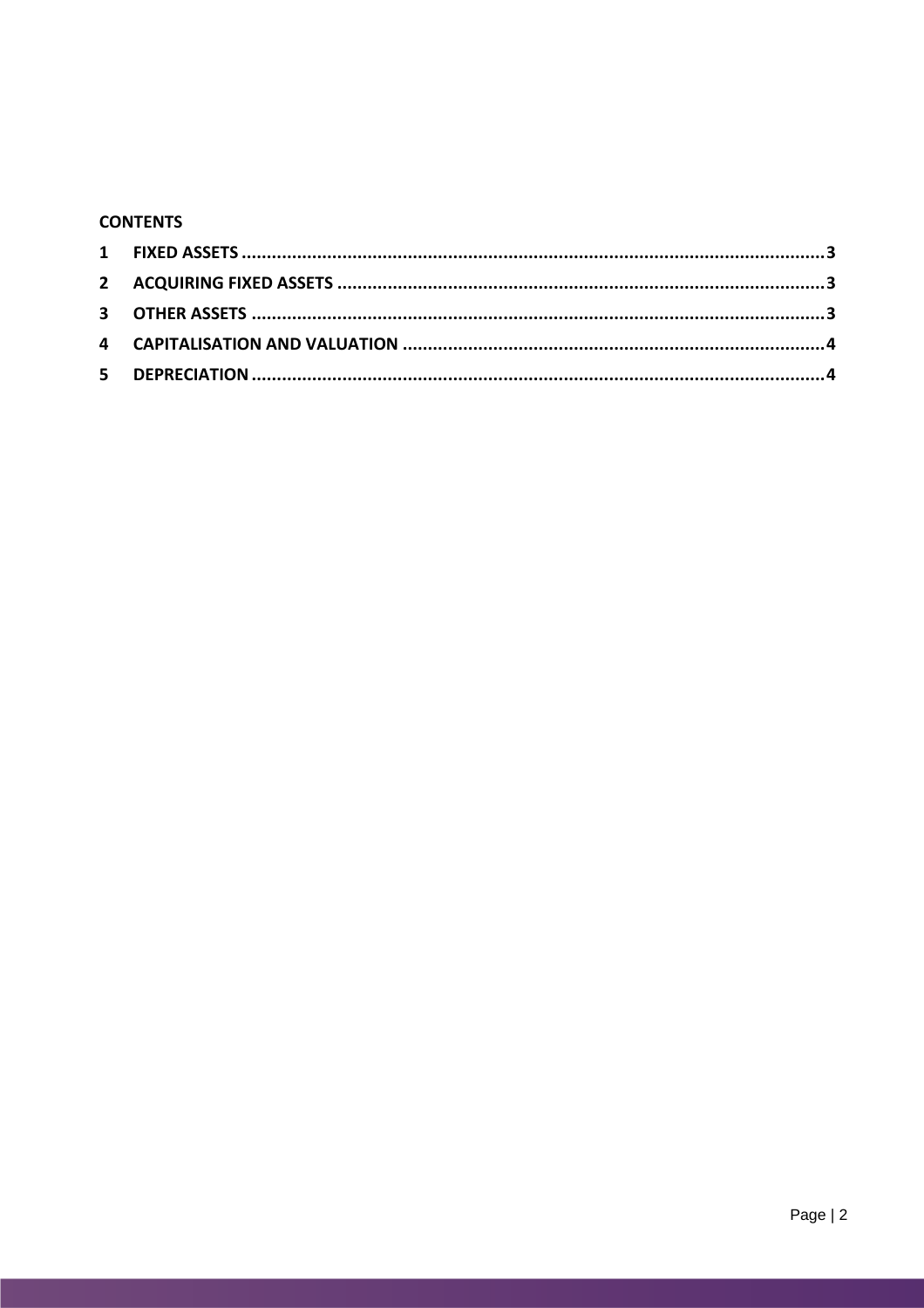**CONTENTS**

1 FIXED ASSETS .................................................................................................................. 3

2 ACQUIRING FIXED ASSETS .............................................................................................. 3

3 OTHER ASSETS ................................................................................................................ 3

4 CAPITALISATION AND VALUATION ................................................................................. 4

5 DEPRECIATION ................................................................................................................ 4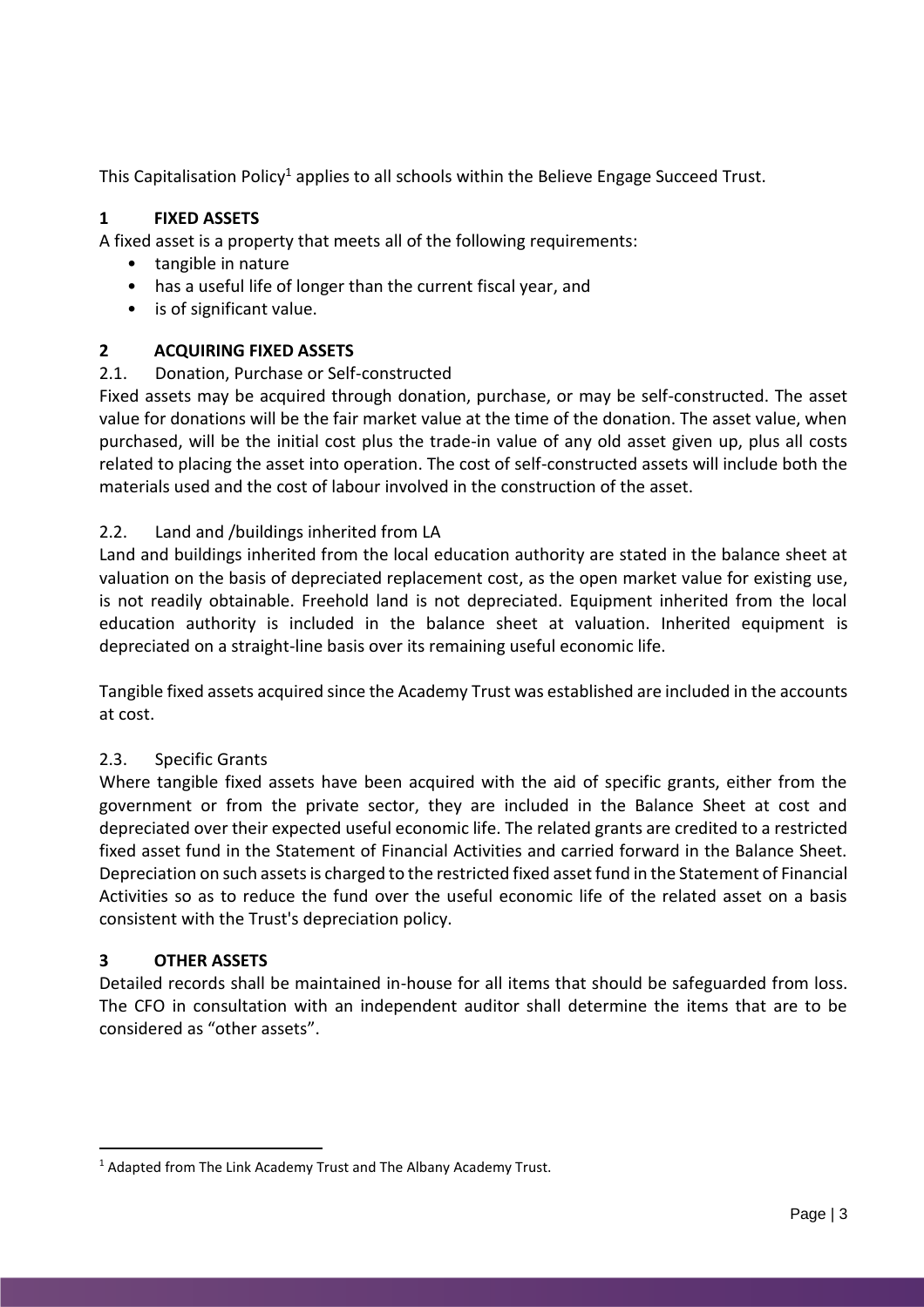This Capitalisation Policy[1] applies to all schools within the Believe Engage Succeed Trust.

## 1 FIXED ASSETS

A fixed asset is a property that meets all of the following requirements:

- tangible in nature
- has a useful life of longer than the current fiscal year, and
- is of significant value.

## 2 ACQUIRING FIXED ASSETS

### 2.1. Donation, Purchase or Self-constructed

Fixed assets may be acquired through donation, purchase, or may be self-constructed. The asset value for donations will be the fair market value at the time of the donation. The asset value, when purchased, will be the initial cost plus the trade-in value of any old asset given up, plus all costs related to placing the asset into operation. The cost of self-constructed assets will include both the materials used and the cost of labour involved in the construction of the asset.

### 2.2. Land and /buildings inherited from LA

Land and buildings inherited from the local education authority are stated in the balance sheet at valuation on the basis of depreciated replacement cost, as the open market value for existing use, is not readily obtainable. Freehold land is not depreciated. Equipment inherited from the local education authority is included in the balance sheet at valuation. Inherited equipment is depreciated on a straight-line basis over its remaining useful economic life.

Tangible fixed assets acquired since the Academy Trust was established are included in the accounts at cost.

### 2.3. Specific Grants

Where tangible fixed assets have been acquired with the aid of specific grants, either from the government or from the private sector, they are included in the Balance Sheet at cost and depreciated over their expected useful economic life. The related grants are credited to a restricted fixed asset fund in the Statement of Financial Activities and carried forward in the Balance Sheet. Depreciation on such assets is charged to the restricted fixed asset fund in the Statement of Financial Activities so as to reduce the fund over the useful economic life of the related asset on a basis consistent with the Trust's depreciation policy.

## 3 OTHER ASSETS

Detailed records shall be maintained in-house for all items that should be safeguarded from loss. The CFO in consultation with an independent auditor shall determine the items that are to be considered as "other assets".

---

[1] Adapted from The Link Academy Trust and The Albany Academy Trust.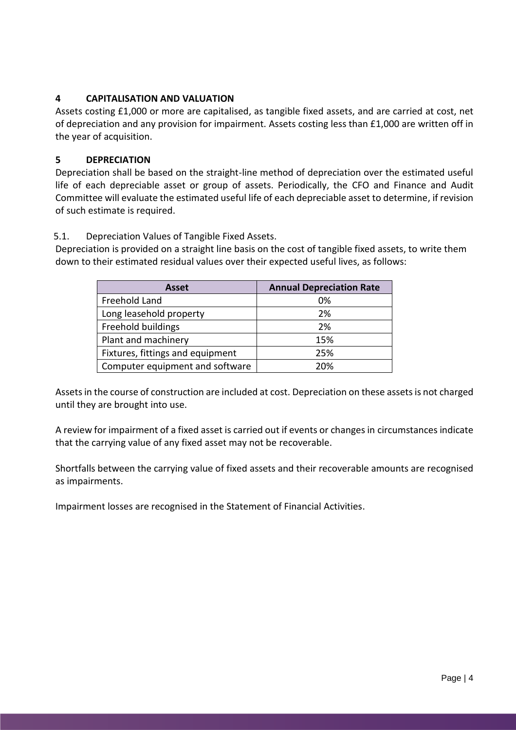## 4 CAPITALISATION AND VALUATION

Assets costing £1,000 or more are capitalised, as tangible fixed assets, and are carried at cost, net of depreciation and any provision for impairment. Assets costing less than £1,000 are written off in the year of acquisition.

## 5 DEPRECIATION

Depreciation shall be based on the straight-line method of depreciation over the estimated useful life of each depreciable asset or group of assets. Periodically, the CFO and Finance and Audit Committee will evaluate the estimated useful life of each depreciable asset to determine, if revision of such estimate is required.

### 5.1. Depreciation Values of Tangible Fixed Assets.

Depreciation is provided on a straight line basis on the cost of tangible fixed assets, to write them down to their estimated residual values over their expected useful lives, as follows:

| Asset | Annual Depreciation Rate |
|---|---|
| Freehold Land | 0% |
| Long leasehold property | 2% |
| Freehold buildings | 2% |
| Plant and machinery | 15% |
| Fixtures, fittings and equipment | 25% |
| Computer equipment and software | 20% |

Assets in the course of construction are included at cost. Depreciation on these assets is not charged until they are brought into use.

A review for impairment of a fixed asset is carried out if events or changes in circumstances indicate that the carrying value of any fixed asset may not be recoverable.

Shortfalls between the carrying value of fixed assets and their recoverable amounts are recognised as impairments.

Impairment losses are recognised in the Statement of Financial Activities.